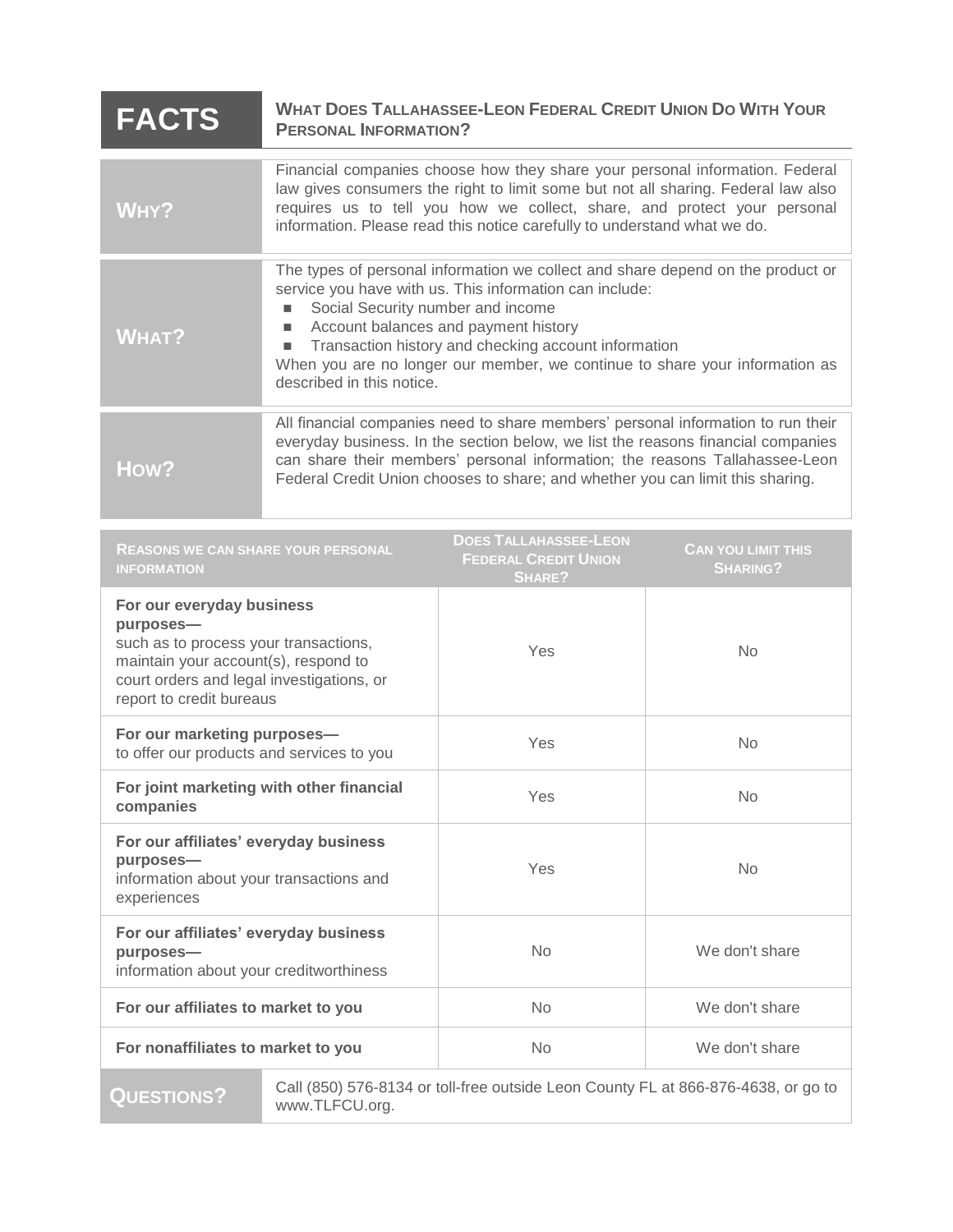# FACTS — WHAT DOES TALLAHASSEE-LEON FEDERAL CREDIT UNION DO WITH YOUR PERSONAL INFORMATION?

| | |
|---|---|
| **WHY?** | Financial companies choose how they share your personal information. Federal law gives consumers the right to limit some but not all sharing. Federal law also requires us to tell you how we collect, share, and protect your personal information. Please read this notice carefully to understand what we do. |
| **WHAT?** | The types of personal information we collect and share depend on the product or service you have with us. This information can include:<br>■ Social Security number and income<br>■ Account balances and payment history<br>■ Transaction history and checking account information<br>When you are no longer our member, we continue to share your information as described in this notice. |
| **HOW?** | All financial companies need to share members' personal information to run their everyday business. In the section below, we list the reasons financial companies can share their members' personal information; the reasons Tallahassee-Leon Federal Credit Union chooses to share; and whether you can limit this sharing. |

| REASONS WE CAN SHARE YOUR PERSONAL INFORMATION | DOES TALLAHASSEE-LEON FEDERAL CREDIT UNION SHARE? | CAN YOU LIMIT THIS SHARING? |
|---|---|---|
| **For our everyday business purposes—**<br>such as to process your transactions, maintain your account(s), respond to court orders and legal investigations, or report to credit bureaus | Yes | No |
| **For our marketing purposes—**<br>to offer our products and services to you | Yes | No |
| **For joint marketing with other financial companies** | Yes | No |
| **For our affiliates' everyday business purposes—**<br>information about your transactions and experiences | Yes | No |
| **For our affiliates' everyday business purposes—**<br>information about your creditworthiness | No | We don't share |
| **For our affiliates to market to you** | No | We don't share |
| **For nonaffiliates to market to you** | No | We don't share |

| | |
|---|---|
| **QUESTIONS?** | Call (850) 576-8134 or toll-free outside Leon County FL at 866-876-4638, or go to www.TLFCU.org. |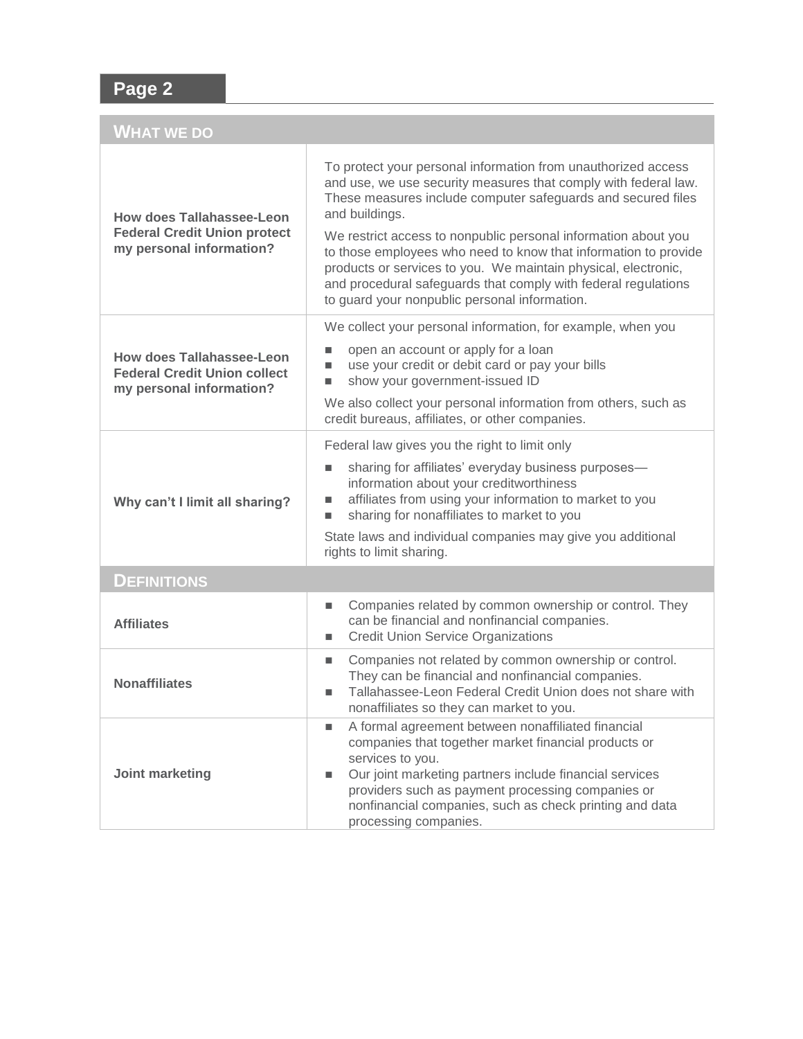## Page 2

| **What we do** | |
|---|---|
| **How does Tallahassee-Leon Federal Credit Union protect my personal information?** | To protect your personal information from unauthorized access and use, we use security measures that comply with federal law. These measures include computer safeguards and secured files and buildings.<br><br>We restrict access to nonpublic personal information about you to those employees who need to know that information to provide products or services to you. We maintain physical, electronic, and procedural safeguards that comply with federal regulations to guard your nonpublic personal information. |
| **How does Tallahassee-Leon Federal Credit Union collect my personal information?** | We collect your personal information, for example, when you<br>■ open an account or apply for a loan<br>■ use your credit or debit card or pay your bills<br>■ show your government-issued ID<br><br>We also collect your personal information from others, such as credit bureaus, affiliates, or other companies. |
| **Why can't I limit all sharing?** | Federal law gives you the right to limit only<br>■ sharing for affiliates' everyday business purposes—information about your creditworthiness<br>■ affiliates from using your information to market to you<br>■ sharing for nonaffiliates to market to you<br><br>State laws and individual companies may give you additional rights to limit sharing. |

| **Definitions** | |
|---|---|
| **Affiliates** | ■ Companies related by common ownership or control. They can be financial and nonfinancial companies.<br>■ Credit Union Service Organizations |
| **Nonaffiliates** | ■ Companies not related by common ownership or control. They can be financial and nonfinancial companies.<br>■ Tallahassee-Leon Federal Credit Union does not share with nonaffiliates so they can market to you. |
| **Joint marketing** | ■ A formal agreement between nonaffiliated financial companies that together market financial products or services to you.<br>■ Our joint marketing partners include financial services providers such as payment processing companies or nonfinancial companies, such as check printing and data processing companies. |